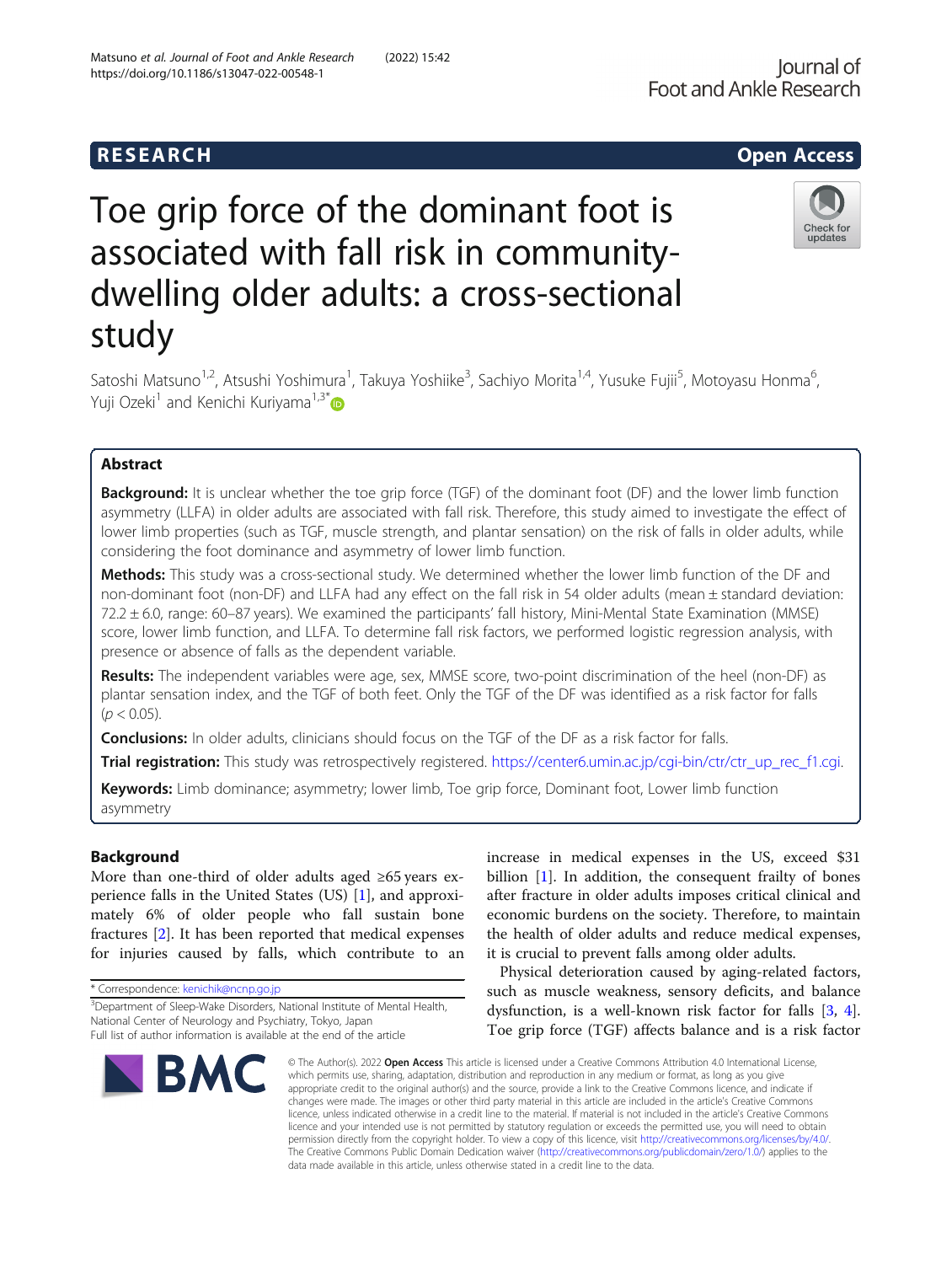RESEARCH

Open Access

# Toe grip force of the dominant foot is associated with fall risk in community-dwelling older adults: a cross-sectional study

Satoshi Matsuno[1,2], Atsushi Yoshimura[1], Takuya Yoshiike[3], Sachiyo Morita[1,4], Yusuke Fujii[5], Motoyasu Honma[6], Yuji Ozeki[1] and Kenichi Kuriyama[1,3*]

## Abstract

**Background:** It is unclear whether the toe grip force (TGF) of the dominant foot (DF) and the lower limb function asymmetry (LLFA) in older adults are associated with fall risk. Therefore, this study aimed to investigate the effect of lower limb properties (such as TGF, muscle strength, and plantar sensation) on the risk of falls in older adults, while considering the foot dominance and asymmetry of lower limb function.

**Methods:** This study was a cross-sectional study. We determined whether the lower limb function of the DF and non-dominant foot (non-DF) and LLFA had any effect on the fall risk in 54 older adults (mean ± standard deviation: 72.2 ± 6.0, range: 60–87 years). We examined the participants' fall history, Mini-Mental State Examination (MMSE) score, lower limb function, and LLFA. To determine fall risk factors, we performed logistic regression analysis, with presence or absence of falls as the dependent variable.

**Results:** The independent variables were age, sex, MMSE score, two-point discrimination of the heel (non-DF) as plantar sensation index, and the TGF of both feet. Only the TGF of the DF was identified as a risk factor for falls ($p < 0.05$).

**Conclusions:** In older adults, clinicians should focus on the TGF of the DF as a risk factor for falls.

**Trial registration:** This study was retrospectively registered. https://center6.umin.ac.jp/cgi-bin/ctr/ctr_up_rec_f1.cgi.

**Keywords:** Limb dominance; asymmetry; lower limb, Toe grip force, Dominant foot, Lower limb function asymmetry

## Background

More than one-third of older adults aged ≥65 years experience falls in the United States (US) [1], and approximately 6% of older people who fall sustain bone fractures [2]. It has been reported that medical expenses for injuries caused by falls, which contribute to an increase in medical expenses in the US, exceed $31 billion [1]. In addition, the consequent frailty of bones after fracture in older adults imposes critical clinical and economic burdens on the society. Therefore, to maintain the health of older adults and reduce medical expenses, it is crucial to prevent falls among older adults.

Physical deterioration caused by aging-related factors, such as muscle weakness, sensory deficits, and balance dysfunction, is a well-known risk factor for falls [3, 4]. Toe grip force (TGF) affects balance and is a risk factor

* Correspondence: kenichik@ncnp.go.jp
[3]Department of Sleep-Wake Disorders, National Institute of Mental Health, National Center of Neurology and Psychiatry, Tokyo, Japan
Full list of author information is available at the end of the article

© The Author(s). 2022 **Open Access** This article is licensed under a Creative Commons Attribution 4.0 International License, which permits use, sharing, adaptation, distribution and reproduction in any medium or format, as long as you give appropriate credit to the original author(s) and the source, provide a link to the Creative Commons licence, and indicate if changes were made. The images or other third party material in this article are included in the article's Creative Commons licence, unless indicated otherwise in a credit line to the material. If material is not included in the article's Creative Commons licence and your intended use is not permitted by statutory regulation or exceeds the permitted use, you will need to obtain permission directly from the copyright holder. To view a copy of this licence, visit http://creativecommons.org/licenses/by/4.0/. The Creative Commons Public Domain Dedication waiver (http://creativecommons.org/publicdomain/zero/1.0/) applies to the data made available in this article, unless otherwise stated in a credit line to the data.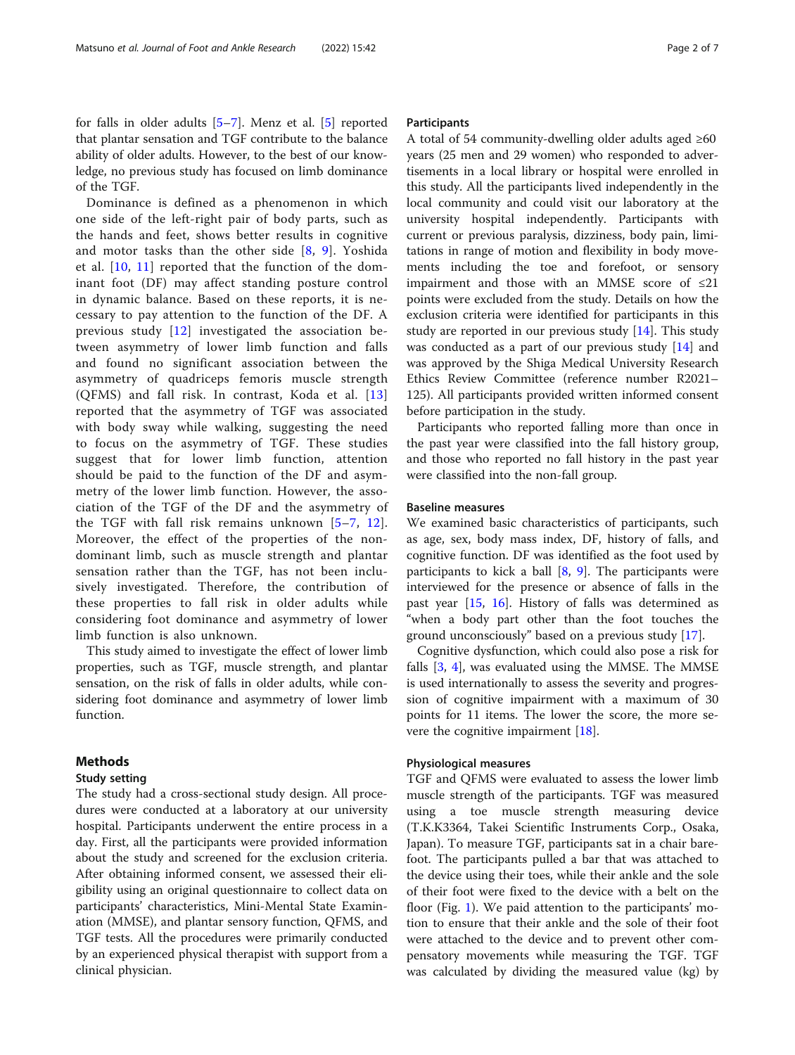for falls in older adults [5–7]. Menz et al. [5] reported that plantar sensation and TGF contribute to the balance ability of older adults. However, to the best of our knowledge, no previous study has focused on limb dominance of the TGF.

Dominance is defined as a phenomenon in which one side of the left-right pair of body parts, such as the hands and feet, shows better results in cognitive and motor tasks than the other side [8, 9]. Yoshida et al. [10, 11] reported that the function of the dominant foot (DF) may affect standing posture control in dynamic balance. Based on these reports, it is necessary to pay attention to the function of the DF. A previous study [12] investigated the association between asymmetry of lower limb function and falls and found no significant association between the asymmetry of quadriceps femoris muscle strength (QFMS) and fall risk. In contrast, Koda et al. [13] reported that the asymmetry of TGF was associated with body sway while walking, suggesting the need to focus on the asymmetry of TGF. These studies suggest that for lower limb function, attention should be paid to the function of the DF and asymmetry of the lower limb function. However, the association of the TGF of the DF and the asymmetry of the TGF with fall risk remains unknown [5–7, 12]. Moreover, the effect of the properties of the non-dominant limb, such as muscle strength and plantar sensation rather than the TGF, has not been inclusively investigated. Therefore, the contribution of these properties to fall risk in older adults while considering foot dominance and asymmetry of lower limb function is also unknown.

This study aimed to investigate the effect of lower limb properties, such as TGF, muscle strength, and plantar sensation, on the risk of falls in older adults, while considering foot dominance and asymmetry of lower limb function.

## Methods

### Study setting

The study had a cross-sectional study design. All procedures were conducted at a laboratory at our university hospital. Participants underwent the entire process in a day. First, all the participants were provided information about the study and screened for the exclusion criteria. After obtaining informed consent, we assessed their eligibility using an original questionnaire to collect data on participants' characteristics, Mini-Mental State Examination (MMSE), and plantar sensory function, QFMS, and TGF tests. All the procedures were primarily conducted by an experienced physical therapist with support from a clinical physician.

### Participants

A total of 54 community-dwelling older adults aged ≥60 years (25 men and 29 women) who responded to advertisements in a local library or hospital were enrolled in this study. All the participants lived independently in the local community and could visit our laboratory at the university hospital independently. Participants with current or previous paralysis, dizziness, body pain, limitations in range of motion and flexibility in body movements including the toe and forefoot, or sensory impairment and those with an MMSE score of ≤21 points were excluded from the study. Details on how the exclusion criteria were identified for participants in this study are reported in our previous study [14]. This study was conducted as a part of our previous study [14] and was approved by the Shiga Medical University Research Ethics Review Committee (reference number R2021–125). All participants provided written informed consent before participation in the study.

Participants who reported falling more than once in the past year were classified into the fall history group, and those who reported no fall history in the past year were classified into the non-fall group.

### Baseline measures

We examined basic characteristics of participants, such as age, sex, body mass index, DF, history of falls, and cognitive function. DF was identified as the foot used by participants to kick a ball [8, 9]. The participants were interviewed for the presence or absence of falls in the past year [15, 16]. History of falls was determined as "when a body part other than the foot touches the ground unconsciously" based on a previous study [17].

Cognitive dysfunction, which could also pose a risk for falls [3, 4], was evaluated using the MMSE. The MMSE is used internationally to assess the severity and progression of cognitive impairment with a maximum of 30 points for 11 items. The lower the score, the more severe the cognitive impairment [18].

### Physiological measures

TGF and QFMS were evaluated to assess the lower limb muscle strength of the participants. TGF was measured using a toe muscle strength measuring device (T.K.K3364, Takei Scientific Instruments Corp., Osaka, Japan). To measure TGF, participants sat in a chair barefoot. The participants pulled a bar that was attached to the device using their toes, while their ankle and the sole of their foot were fixed to the device with a belt on the floor (Fig. 1). We paid attention to the participants' motion to ensure that their ankle and the sole of their foot were attached to the device and to prevent other compensatory movements while measuring the TGF. TGF was calculated by dividing the measured value (kg) by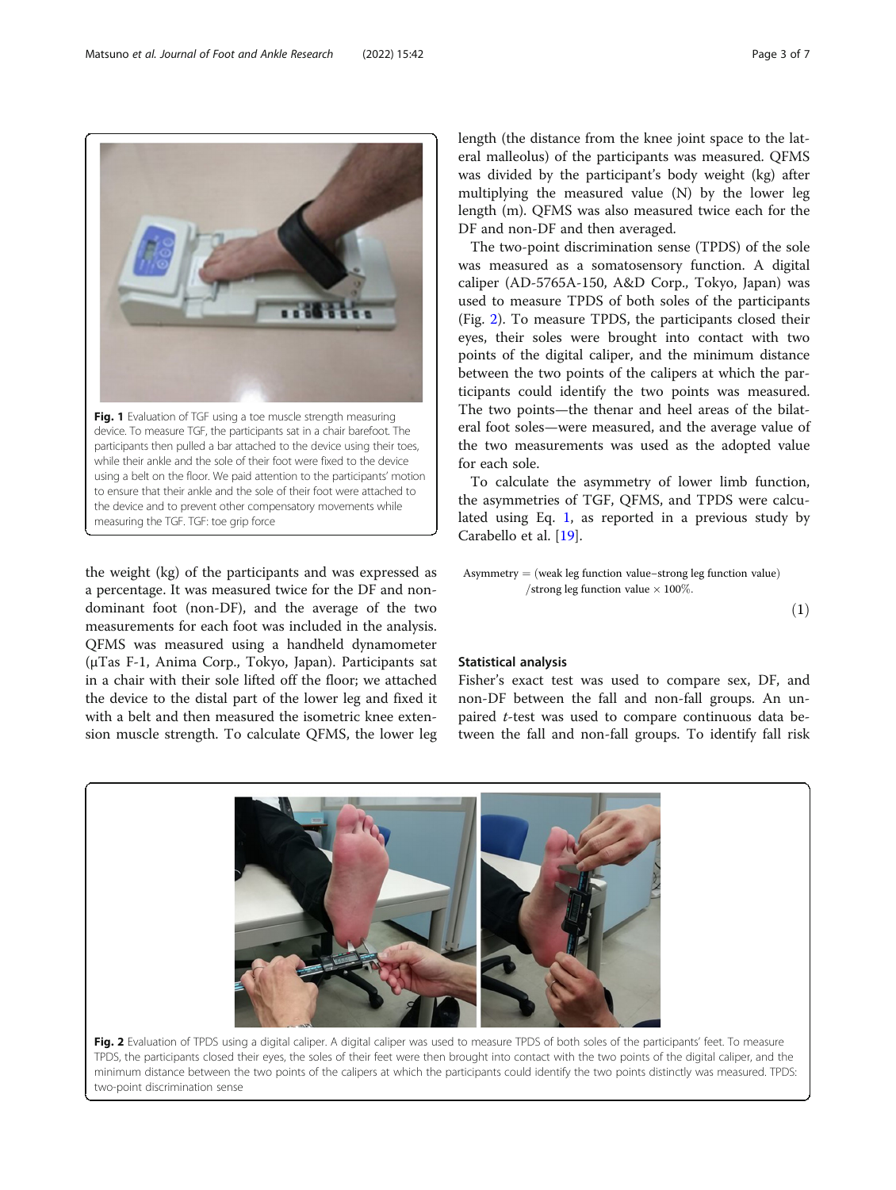Fig. 1 Evaluation of TGF using a toe muscle strength measuring device. To measure TGF, the participants sat in a chair barefoot. The participants then pulled a bar attached to the device using their toes, while their ankle and the sole of their foot were fixed to the device using a belt on the floor. We paid attention to the participants' motion to ensure that their ankle and the sole of their foot were attached to the device and to prevent other compensatory movements while measuring the TGF. TGF: toe grip force

the weight (kg) of the participants and was expressed as a percentage. It was measured twice for the DF and non-dominant foot (non-DF), and the average of the two measurements for each foot was included in the analysis. QFMS was measured using a handheld dynamometer (μTas F-1, Anima Corp., Tokyo, Japan). Participants sat in a chair with their sole lifted off the floor; we attached the device to the distal part of the lower leg and fixed it with a belt and then measured the isometric knee extension muscle strength. To calculate QFMS, the lower leg length (the distance from the knee joint space to the lateral malleolus) of the participants was measured. QFMS was divided by the participant's body weight (kg) after multiplying the measured value (N) by the lower leg length (m). QFMS was also measured twice each for the DF and non-DF and then averaged.

The two-point discrimination sense (TPDS) of the sole was measured as a somatosensory function. A digital caliper (AD-5765A-150, A&D Corp., Tokyo, Japan) was used to measure TPDS of both soles of the participants (Fig. 2). To measure TPDS, the participants closed their eyes, their soles were brought into contact with two points of the digital caliper, and the minimum distance between the two points of the calipers at which the participants could identify the two points was measured. The two points—the thenar and heel areas of the bilateral foot soles—were measured, and the average value of the two measurements was used as the adopted value for each sole.

To calculate the asymmetry of lower limb function, the asymmetries of TGF, QFMS, and TPDS were calculated using Eq. 1, as reported in a previous study by Carabello et al. [19].

$$\text{Asymmetry} = (\text{weak leg function value} - \text{strong leg function value}) / \text{strong leg function value} \times 100\%. \tag{1}$$

### Statistical analysis

Fisher's exact test was used to compare sex, DF, and non-DF between the fall and non-fall groups. An unpaired $t$-test was used to compare continuous data between the fall and non-fall groups. To identify fall risk

Fig. 2 Evaluation of TPDS using a digital caliper. A digital caliper was used to measure TPDS of both soles of the participants' feet. To measure TPDS, the participants closed their eyes, the soles of their feet were then brought into contact with the two points of the digital caliper, and the minimum distance between the two points of the calipers at which the participants could identify the two points distinctly was measured. TPDS: two-point discrimination sense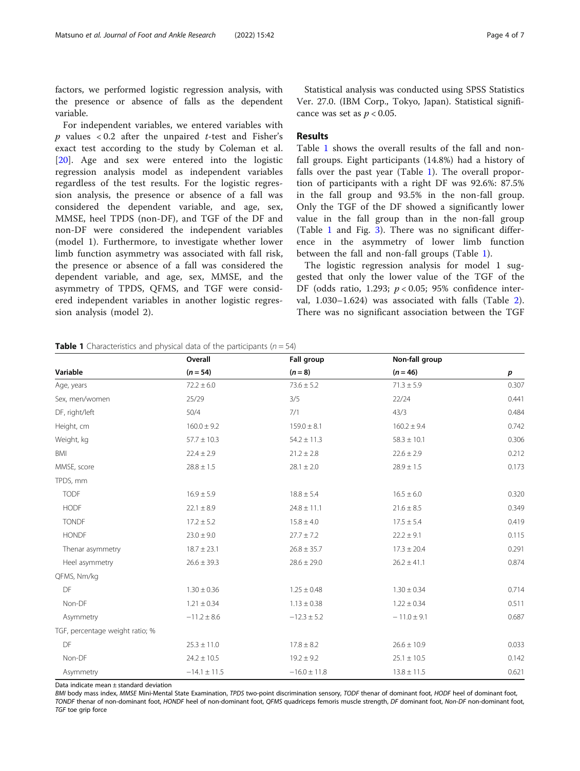factors, we performed logistic regression analysis, with the presence or absence of falls as the dependent variable.

For independent variables, we entered variables with $p$ values $< 0.2$ after the unpaired $t$-test and Fisher's exact test according to the study by Coleman et al. [20]. Age and sex were entered into the logistic regression analysis model as independent variables regardless of the test results. For the logistic regression analysis, the presence or absence of a fall was considered the dependent variable, and age, sex, MMSE, heel TPDS (non-DF), and TGF of the DF and non-DF were considered the independent variables (model 1). Furthermore, to investigate whether lower limb function asymmetry was associated with fall risk, the presence or absence of a fall was considered the dependent variable, and age, sex, MMSE, and the asymmetry of TPDS, QFMS, and TGF were considered independent variables in another logistic regression analysis (model 2).

Statistical analysis was conducted using SPSS Statistics Ver. 27.0. (IBM Corp., Tokyo, Japan). Statistical significance was set as $p < 0.05$.

## Results

Table 1 shows the overall results of the fall and non-fall groups. Eight participants (14.8%) had a history of falls over the past year (Table 1). The overall proportion of participants with a right DF was 92.6%: 87.5% in the fall group and 93.5% in the non-fall group. Only the TGF of the DF showed a significantly lower value in the fall group than in the non-fall group (Table 1 and Fig. 3). There was no significant difference in the asymmetry of lower limb function between the fall and non-fall groups (Table 1).

The logistic regression analysis for model 1 suggested that only the lower value of the TGF of the DF (odds ratio, 1.293; $p < 0.05$; 95% confidence interval, 1.030–1.624) was associated with falls (Table 2). There was no significant association between the TGF

**Table 1** Characteristics and physical data of the participants ($n = 54$)

| Variable | Overall ($n = 54$) | Fall group ($n = 8$) | Non-fall group ($n = 46$) | $p$ |
|---|---|---|---|---|
| Age, years | 72.2 ± 6.0 | 73.6 ± 5.2 | 71.3 ± 5.9 | 0.307 |
| Sex, men/women | 25/29 | 3/5 | 22/24 | 0.441 |
| DF, right/left | 50/4 | 7/1 | 43/3 | 0.484 |
| Height, cm | 160.0 ± 9.2 | 159.0 ± 8.1 | 160.2 ± 9.4 | 0.742 |
| Weight, kg | 57.7 ± 10.3 | 54.2 ± 11.3 | 58.3 ± 10.1 | 0.306 |
| BMI | 22.4 ± 2.9 | 21.2 ± 2.8 | 22.6 ± 2.9 | 0.212 |
| MMSE, score | 28.8 ± 1.5 | 28.1 ± 2.0 | 28.9 ± 1.5 | 0.173 |
| TPDS, mm | | | | |
| TODF | 16.9 ± 5.9 | 18.8 ± 5.4 | 16.5 ± 6.0 | 0.320 |
| HODF | 22.1 ± 8.9 | 24.8 ± 11.1 | 21.6 ± 8.5 | 0.349 |
| TONDF | 17.2 ± 5.2 | 15.8 ± 4.0 | 17.5 ± 5.4 | 0.419 |
| HONDF | 23.0 ± 9.0 | 27.7 ± 7.2 | 22.2 ± 9.1 | 0.115 |
| Thenar asymmetry | 18.7 ± 23.1 | 26.8 ± 35.7 | 17.3 ± 20.4 | 0.291 |
| Heel asymmetry | 26.6 ± 39.3 | 28.6 ± 29.0 | 26.2 ± 41.1 | 0.874 |
| QFMS, Nm/kg | | | | |
| DF | 1.30 ± 0.36 | 1.25 ± 0.48 | 1.30 ± 0.34 | 0.714 |
| Non-DF | 1.21 ± 0.34 | 1.13 ± 0.38 | 1.22 ± 0.34 | 0.511 |
| Asymmetry | −11.2 ± 8.6 | −12.3 ± 5.2 | − 11.0 ± 9.1 | 0.687 |
| TGF, percentage weight ratio; % | | | | |
| DF | 25.3 ± 11.0 | 17.8 ± 8.2 | 26.6 ± 10.9 | 0.033 |
| Non-DF | 24.2 ± 10.5 | 19.2 ± 9.2 | 25.1 ± 10.5 | 0.142 |
| Asymmetry | −14.1 ± 11.5 | −16.0 ± 11.8 | 13.8 ± 11.5 | 0.621 |

Data indicate mean ± standard deviation

*BMI* body mass index, *MMSE* Mini-Mental State Examination, *TPDS* two-point discrimination sensory, *TODF* thenar of dominant foot, *HODF* heel of dominant foot, *TONDF* thenar of non-dominant foot, *HONDF* heel of non-dominant foot, *QFMS* quadriceps femoris muscle strength, *DF* dominant foot, *Non-DF* non-dominant foot, *TGF* toe grip force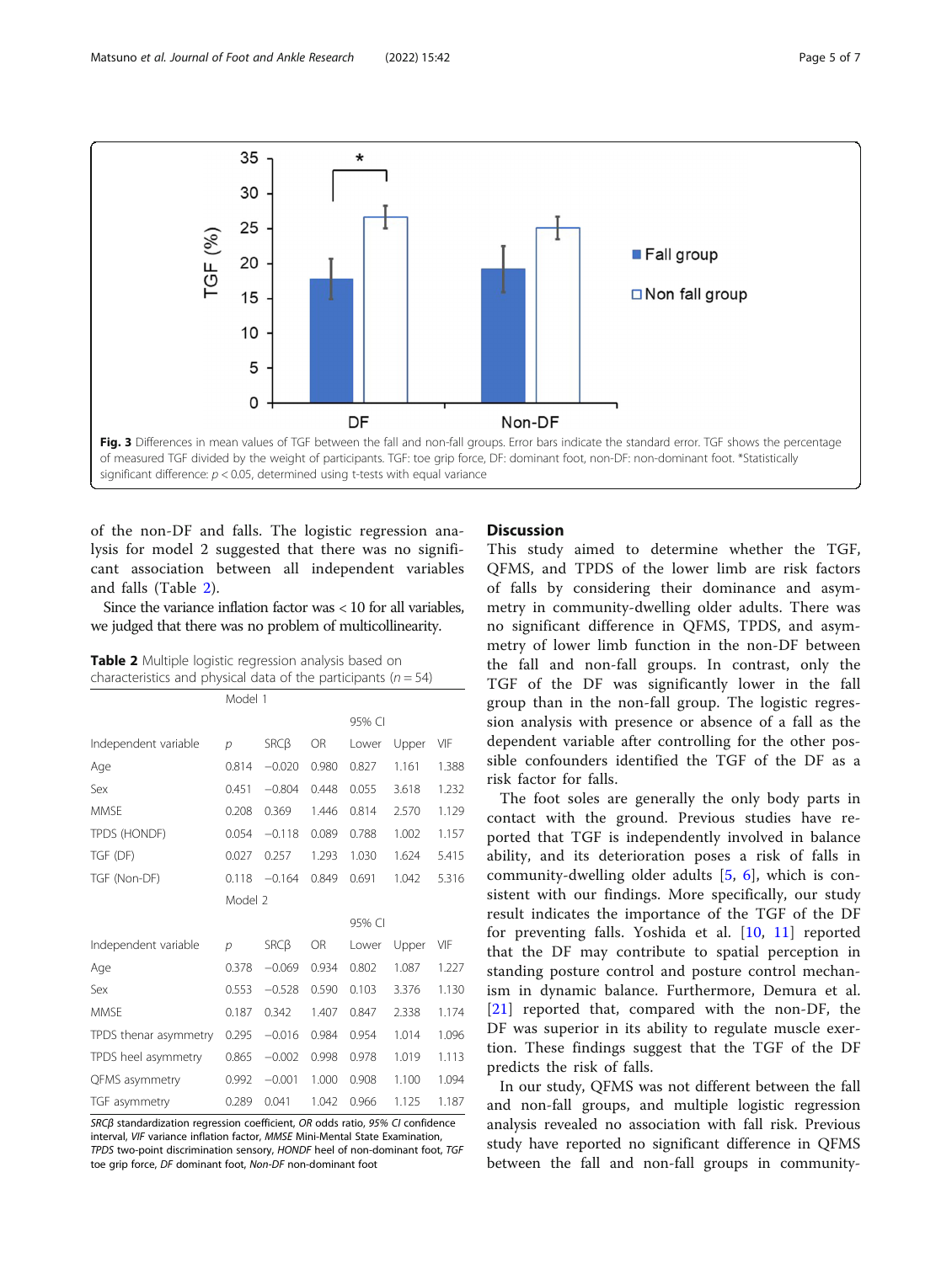Fig. 3 Differences in mean values of TGF between the fall and non-fall groups. Error bars indicate the standard error. TGF shows the percentage of measured TGF divided by the weight of participants. TGF: toe grip force, DF: dominant foot, non-DF: non-dominant foot. *Statistically significant difference: $p < 0.05$, determined using t-tests with equal variance

of the non-DF and falls. The logistic regression analysis for model 2 suggested that there was no significant association between all independent variables and falls (Table 2).

Since the variance inflation factor was < 10 for all variables, we judged that there was no problem of multicollinearity.

**Table 2** Multiple logistic regression analysis based on characteristics and physical data of the participants ($n = 54$)

| | Model 1 | | | | | |
|---|---|---|---|---|---|---|
| | | | | 95% CI | | |
| Independent variable | *p* | SRCβ | OR | Lower | Upper | VIF |
| Age | 0.814 | −0.020 | 0.980 | 0.827 | 1.161 | 1.388 |
| Sex | 0.451 | −0.804 | 0.448 | 0.055 | 3.618 | 1.232 |
| MMSE | 0.208 | 0.369 | 1.446 | 0.814 | 2.570 | 1.129 |
| TPDS (HONDF) | 0.054 | −0.118 | 0.089 | 0.788 | 1.002 | 1.157 |
| TGF (DF) | 0.027 | 0.257 | 1.293 | 1.030 | 1.624 | 5.415 |
| TGF (Non-DF) | 0.118 | −0.164 | 0.849 | 0.691 | 1.042 | 5.316 |
| | Model 2 | | | | | |
| | | | | 95% CI | | |
| Independent variable | *p* | SRCβ | OR | Lower | Upper | VIF |
| Age | 0.378 | −0.069 | 0.934 | 0.802 | 1.087 | 1.227 |
| Sex | 0.553 | −0.528 | 0.590 | 0.103 | 3.376 | 1.130 |
| MMSE | 0.187 | 0.342 | 1.407 | 0.847 | 2.338 | 1.174 |
| TPDS thenar asymmetry | 0.295 | −0.016 | 0.984 | 0.954 | 1.014 | 1.096 |
| TPDS heel asymmetry | 0.865 | −0.002 | 0.998 | 0.978 | 1.019 | 1.113 |
| QFMS asymmetry | 0.992 | −0.001 | 1.000 | 0.908 | 1.100 | 1.094 |
| TGF asymmetry | 0.289 | 0.041 | 1.042 | 0.966 | 1.125 | 1.187 |

*SRCβ* standardization regression coefficient, *OR* odds ratio, *95% CI* confidence interval, *VIF* variance inflation factor, *MMSE* Mini-Mental State Examination, *TPDS* two-point discrimination sensory, *HONDF* heel of non-dominant foot, *TGF* toe grip force, *DF* dominant foot, *Non-DF* non-dominant foot

## Discussion

This study aimed to determine whether the TGF, QFMS, and TPDS of the lower limb are risk factors of falls by considering their dominance and asymmetry in community-dwelling older adults. There was no significant difference in QFMS, TPDS, and asymmetry of lower limb function in the non-DF between the fall and non-fall groups. In contrast, only the TGF of the DF was significantly lower in the fall group than in the non-fall group. The logistic regression analysis with presence or absence of a fall as the dependent variable after controlling for the other possible confounders identified the TGF of the DF as a risk factor for falls.

The foot soles are generally the only body parts in contact with the ground. Previous studies have reported that TGF is independently involved in balance ability, and its deterioration poses a risk of falls in community-dwelling older adults [5, 6], which is consistent with our findings. More specifically, our study result indicates the importance of the TGF of the DF for preventing falls. Yoshida et al. [10, 11] reported that the DF may contribute to spatial perception in standing posture control and posture control mechanism in dynamic balance. Furthermore, Demura et al. [21] reported that, compared with the non-DF, the DF was superior in its ability to regulate muscle exertion. These findings suggest that the TGF of the DF predicts the risk of falls.

In our study, QFMS was not different between the fall and non-fall groups, and multiple logistic regression analysis revealed no association with fall risk. Previous study have reported no significant difference in QFMS between the fall and non-fall groups in community-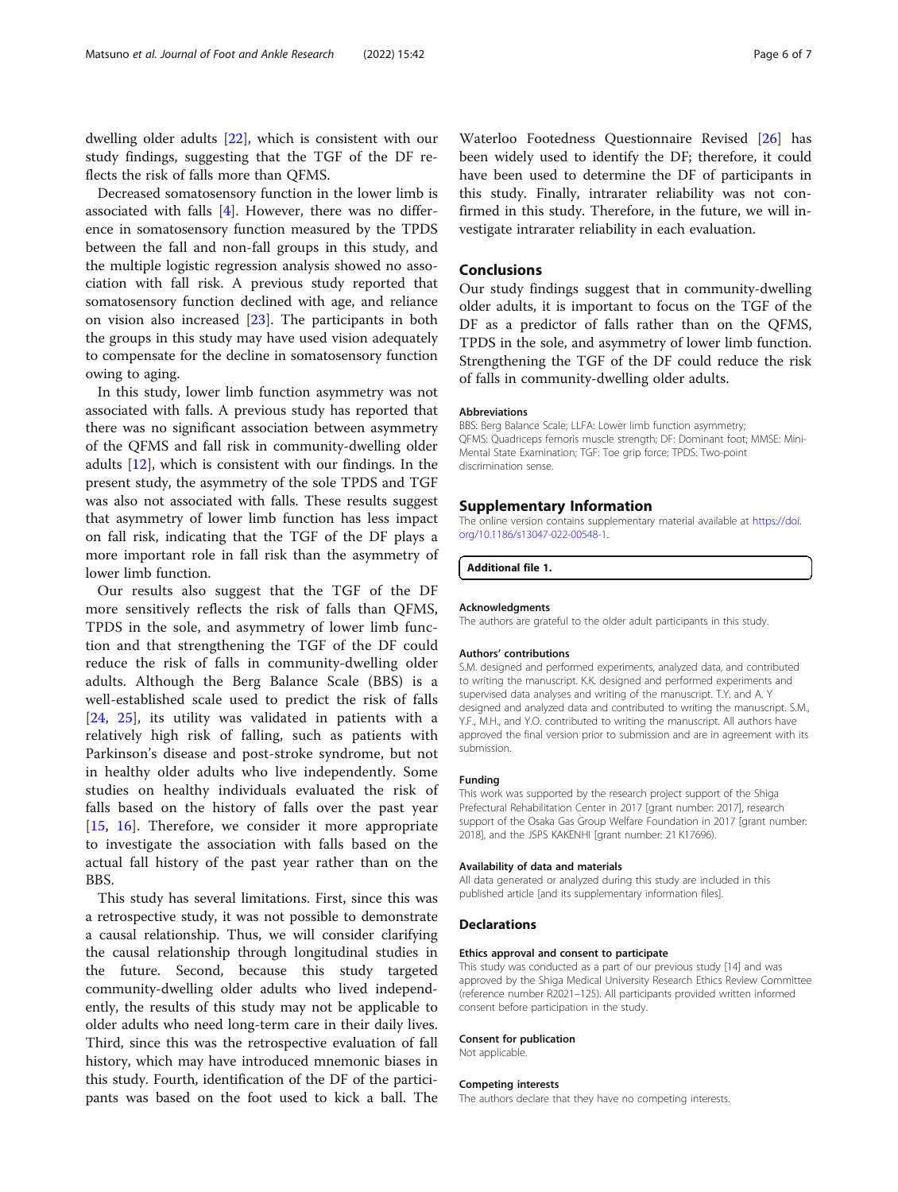dwelling older adults [22], which is consistent with our study findings, suggesting that the TGF of the DF reflects the risk of falls more than QFMS.

Decreased somatosensory function in the lower limb is associated with falls [4]. However, there was no difference in somatosensory function measured by the TPDS between the fall and non-fall groups in this study, and the multiple logistic regression analysis showed no association with fall risk. A previous study reported that somatosensory function declined with age, and reliance on vision also increased [23]. The participants in both the groups in this study may have used vision adequately to compensate for the decline in somatosensory function owing to aging.

In this study, lower limb function asymmetry was not associated with falls. A previous study has reported that there was no significant association between asymmetry of the QFMS and fall risk in community-dwelling older adults [12], which is consistent with our findings. In the present study, the asymmetry of the sole TPDS and TGF was also not associated with falls. These results suggest that asymmetry of lower limb function has less impact on fall risk, indicating that the TGF of the DF plays a more important role in fall risk than the asymmetry of lower limb function.

Our results also suggest that the TGF of the DF more sensitively reflects the risk of falls than QFMS, TPDS in the sole, and asymmetry of lower limb function and that strengthening the TGF of the DF could reduce the risk of falls in community-dwelling older adults. Although the Berg Balance Scale (BBS) is a well-established scale used to predict the risk of falls [24, 25], its utility was validated in patients with a relatively high risk of falling, such as patients with Parkinson's disease and post-stroke syndrome, but not in healthy older adults who live independently. Some studies on healthy individuals evaluated the risk of falls based on the history of falls over the past year [15, 16]. Therefore, we consider it more appropriate to investigate the association with falls based on the actual fall history of the past year rather than on the BBS.

This study has several limitations. First, since this was a retrospective study, it was not possible to demonstrate a causal relationship. Thus, we will consider clarifying the causal relationship through longitudinal studies in the future. Second, because this study targeted community-dwelling older adults who lived independently, the results of this study may not be applicable to older adults who need long-term care in their daily lives. Third, since this was the retrospective evaluation of fall history, which may have introduced mnemonic biases in this study. Fourth, identification of the DF of the participants was based on the foot used to kick a ball. The Waterloo Footedness Questionnaire Revised [26] has been widely used to identify the DF; therefore, it could have been used to determine the DF of participants in this study. Finally, intrarater reliability was not confirmed in this study. Therefore, in the future, we will investigate intrarater reliability in each evaluation.

## Conclusions

Our study findings suggest that in community-dwelling older adults, it is important to focus on the TGF of the DF as a predictor of falls rather than on the QFMS, TPDS in the sole, and asymmetry of lower limb function. Strengthening the TGF of the DF could reduce the risk of falls in community-dwelling older adults.

#### Abbreviations

BBS: Berg Balance Scale; LLFA: Lower limb function asymmetry; QFMS: Quadriceps femoris muscle strength; DF: Dominant foot; MMSE: Mini-Mental State Examination; TGF: Toe grip force; TPDS: Two-point discrimination sense.

## Supplementary Information

The online version contains supplementary material available at https://doi.org/10.1186/s13047-022-00548-1.

**Additional file 1.**

#### Acknowledgments

The authors are grateful to the older adult participants in this study.

#### Authors' contributions

S.M. designed and performed experiments, analyzed data, and contributed to writing the manuscript. K.K. designed and performed experiments and supervised data analyses and writing of the manuscript. T.Y. and A. Y designed and analyzed data and contributed to writing the manuscript. S.M., Y.F., M.H., and Y.O. contributed to writing the manuscript. All authors have approved the final version prior to submission and are in agreement with its submission.

#### Funding

This work was supported by the research project support of the Shiga Prefectural Rehabilitation Center in 2017 [grant number: 2017], research support of the Osaka Gas Group Welfare Foundation in 2017 [grant number: 2018], and the JSPS KAKENHI [grant number: 21 K17696).

#### Availability of data and materials

All data generated or analyzed during this study are included in this published article [and its supplementary information files].

## Declarations

#### Ethics approval and consent to participate

This study was conducted as a part of our previous study [14] and was approved by the Shiga Medical University Research Ethics Review Committee (reference number R2021–125). All participants provided written informed consent before participation in the study.

#### Consent for publication

Not applicable.

#### Competing interests

The authors declare that they have no competing interests.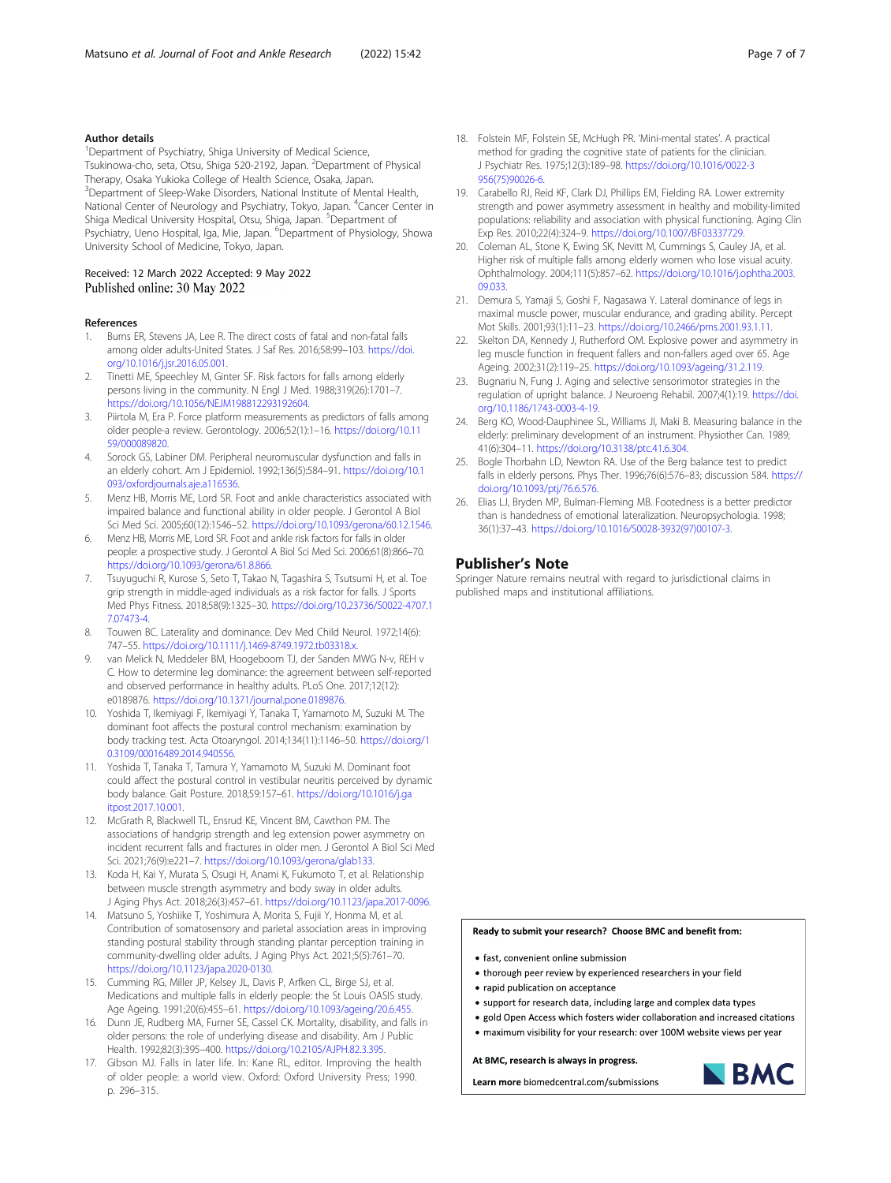### Author details

[1]Department of Psychiatry, Shiga University of Medical Science, Tsukinowa-cho, seta, Otsu, Shiga 520-2192, Japan. [2]Department of Physical Therapy, Osaka Yukioka College of Health Science, Osaka, Japan. [3]Department of Sleep-Wake Disorders, National Institute of Mental Health, National Center of Neurology and Psychiatry, Tokyo, Japan. [4]Cancer Center in Shiga Medical University Hospital, Otsu, Shiga, Japan. [5]Department of Psychiatry, Ueno Hospital, Iga, Mie, Japan. [6]Department of Physiology, Showa University School of Medicine, Tokyo, Japan.

Received: 12 March 2022 Accepted: 9 May 2022
Published online: 30 May 2022

### References

1. Burns ER, Stevens JA, Lee R. The direct costs of fatal and non-fatal falls among older adults-United States. J Saf Res. 2016;58:99–103. https://doi.org/10.1016/j.jsr.2016.05.001.
2. Tinetti ME, Speechley M, Ginter SF. Risk factors for falls among elderly persons living in the community. N Engl J Med. 1988;319(26):1701–7. https://doi.org/10.1056/NEJM198812293192604.
3. Piirtola M, Era P. Force platform measurements as predictors of falls among older people-a review. Gerontology. 2006;52(1):1–16. https://doi.org/10.1159/000089820.
4. Sorock GS, Labiner DM. Peripheral neuromuscular dysfunction and falls in an elderly cohort. Am J Epidemiol. 1992;136(5):584–91. https://doi.org/10.1093/oxfordjournals.aje.a116536.
5. Menz HB, Morris ME, Lord SR. Foot and ankle characteristics associated with impaired balance and functional ability in older people. J Gerontol A Biol Sci Med Sci. 2005;60(12):1546–52. https://doi.org/10.1093/gerona/60.12.1546.
6. Menz HB, Morris ME, Lord SR. Foot and ankle risk factors for falls in older people: a prospective study. J Gerontol A Biol Sci Med Sci. 2006;61(8):866–70. https://doi.org/10.1093/gerona/61.8.866.
7. Tsuyuguchi R, Kurose S, Seto T, Takao N, Tagashira S, Tsutsumi H, et al. Toe grip strength in middle-aged individuals as a risk factor for falls. J Sports Med Phys Fitness. 2018;58(9):1325–30. https://doi.org/10.23736/S0022-4707.17.07473-4.
8. Touwen BC. Laterality and dominance. Dev Med Child Neurol. 1972;14(6):747–55. https://doi.org/10.1111/j.1469-8749.1972.tb03318.x.
9. van Melick N, Meddeler BM, Hoogeboom TJ, der Sanden MWG N-v, REH v C. How to determine leg dominance: the agreement between self-reported and observed performance in healthy adults. PLoS One. 2017;12(12):e0189876. https://doi.org/10.1371/journal.pone.0189876.
10. Yoshida T, Ikemiyagi F, Ikemiyagi Y, Tanaka T, Yamamoto M, Suzuki M. The dominant foot affects the postural control mechanism: examination by body tracking test. Acta Otoaryngol. 2014;134(11):1146–50. https://doi.org/10.3109/00016489.2014.940556.
11. Yoshida T, Tanaka T, Tamura Y, Yamamoto M, Suzuki M. Dominant foot could affect the postural control in vestibular neuritis perceived by dynamic body balance. Gait Posture. 2018;59:157–61. https://doi.org/10.1016/j.gaitpost.2017.10.001.
12. McGrath R, Blackwell TL, Ensrud KE, Vincent BM, Cawthon PM. The associations of handgrip strength and leg extension power asymmetry on incident recurrent falls and fractures in older men. J Gerontol A Biol Sci Med Sci. 2021;76(9):e221–7. https://doi.org/10.1093/gerona/glab133.
13. Koda H, Kai Y, Murata S, Osugi H, Anami K, Fukumoto T, et al. Relationship between muscle strength asymmetry and body sway in older adults. J Aging Phys Act. 2018;26(3):457–61. https://doi.org/10.1123/japa.2017-0096.
14. Matsuno S, Yoshiike T, Yoshimura A, Morita S, Fujii Y, Honma M, et al. Contribution of somatosensory and parietal association areas in improving standing postural stability through standing plantar perception training in community-dwelling older adults. J Aging Phys Act. 2021;5(5):761–70. https://doi.org/10.1123/japa.2020-0130.
15. Cumming RG, Miller JP, Kelsey JL, Davis P, Arfken CL, Birge SJ, et al. Medications and multiple falls in elderly people: the St Louis OASIS study. Age Ageing. 1991;20(6):455–61. https://doi.org/10.1093/ageing/20.6.455.
16. Dunn JE, Rudberg MA, Furner SE, Cassel CK. Mortality, disability, and falls in older persons: the role of underlying disease and disability. Am J Public Health. 1992;82(3):395–400. https://doi.org/10.2105/AJPH.82.3.395.
17. Gibson MJ. Falls in later life. In: Kane RL, editor. Improving the health of older people: a world view. Oxford: Oxford University Press; 1990. p. 296–315.
18. Folstein MF, Folstein SE, McHugh PR. 'Mini-mental states'. A practical method for grading the cognitive state of patients for the clinician. J Psychiatr Res. 1975;12(3):189–98. https://doi.org/10.1016/0022-3956(75)90026-6.
19. Carabello RJ, Reid KF, Clark DJ, Phillips EM, Fielding RA. Lower extremity strength and power asymmetry assessment in healthy and mobility-limited populations: reliability and association with physical functioning. Aging Clin Exp Res. 2010;22(4):324–9. https://doi.org/10.1007/BF03337729.
20. Coleman AL, Stone K, Ewing SK, Nevitt M, Cummings S, Cauley JA, et al. Higher risk of multiple falls among elderly women who lose visual acuity. Ophthalmology. 2004;111(5):857–62. https://doi.org/10.1016/j.ophtha.2003.09.033.
21. Demura S, Yamaji S, Goshi F, Nagasawa Y. Lateral dominance of legs in maximal muscle power, muscular endurance, and grading ability. Percept Mot Skills. 2001;93(1):11–23. https://doi.org/10.2466/pms.2001.93.1.11.
22. Skelton DA, Kennedy J, Rutherford OM. Explosive power and asymmetry in leg muscle function in frequent fallers and non-fallers aged over 65. Age Ageing. 2002;31(2):119–25. https://doi.org/10.1093/ageing/31.2.119.
23. Bugnariu N, Fung J. Aging and selective sensorimotor strategies in the regulation of upright balance. J Neuroeng Rehabil. 2007;4(1):19. https://doi.org/10.1186/1743-0003-4-19.
24. Berg KO, Wood-Dauphinee SL, Williams JI, Maki B. Measuring balance in the elderly: preliminary development of an instrument. Physiother Can. 1989;41(6):304–11. https://doi.org/10.3138/ptc.41.6.304.
25. Bogle Thorbahn LD, Newton RA. Use of the Berg balance test to predict falls in elderly persons. Phys Ther. 1996;76(6):576–83; discussion 584. https://doi.org/10.1093/ptj/76.6.576.
26. Elias LJ, Bryden MP, Bulman-Fleming MB. Footedness is a better predictor than is handedness of emotional lateralization. Neuropsychologia. 1998;36(1):37–43. https://doi.org/10.1016/S0028-3932(97)00107-3.

## Publisher's Note

Springer Nature remains neutral with regard to jurisdictional claims in published maps and institutional affiliations.

**Ready to submit your research? Choose BMC and benefit from:**

- fast, convenient online submission
- thorough peer review by experienced researchers in your field
- rapid publication on acceptance
- support for research data, including large and complex data types
- gold Open Access which fosters wider collaboration and increased citations
- maximum visibility for your research: over 100M website views per year

**At BMC, research is always in progress.**

**Learn more** biomedcentral.com/submissions

BMC